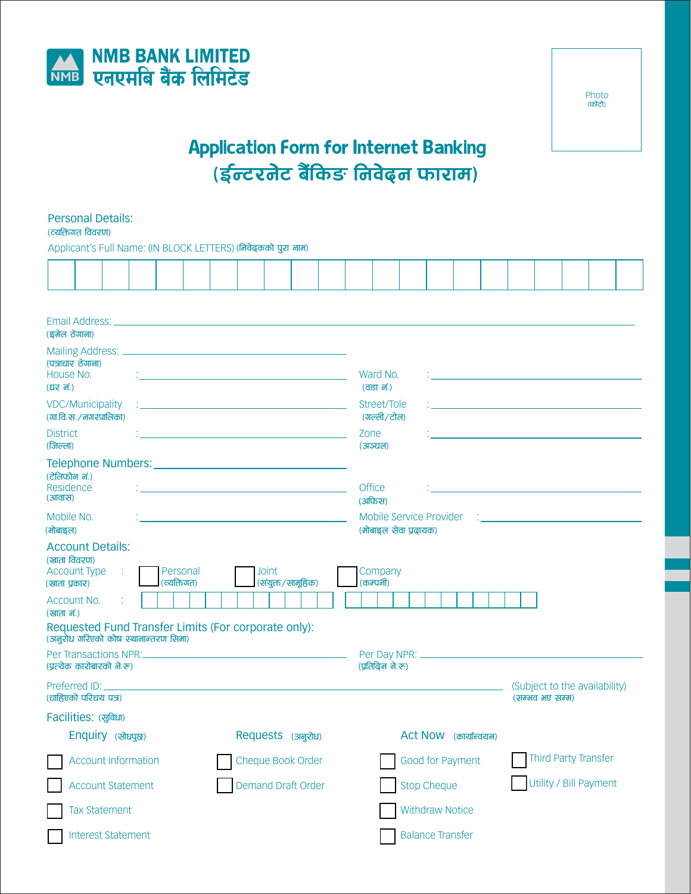**NMB BANK LIMITED**
**एनएमबि बैंक लिमिटेड**

Photo
(फोटो)

# Application Form for Internet Banking
# (ईन्टरनेट बैंकिङ निवेदन फाराम)

## Personal Details:
(व्यक्तिगत विवरण)

Applicant's Full Name: (IN BLOCK LETTERS) (निवेदकको पुरा नाम)

| | | | | | | | | | | | | | | | | | | | | | |
|---|---|---|---|---|---|---|---|---|---|---|---|---|---|---|---|---|---|---|---|---|---|
| | | | | | | | | | | | | | | | | | | | | | |

Email Address: ____________________
(इमेल ठेगाना)

Mailing Address: ____________________
(पत्राचार ठेगाना)

House No. (घर नं.) : ____________________ Ward No. (वडा नं.) : ____________________

VDC/Municipality (गा.वि.स./नगरपालिका) : ____________________ Street/Tole (गल्ली/टोल) : ____________________

District (जिल्ला) : ____________________ Zone (अञ्चल) : ____________________

Telephone Numbers: ____________________
(टेलिफोन नं.)

Residence (आवास) : ____________________ Office (अफिस) : ____________________

Mobile No. (मोबाइल) : ____________________ Mobile Service Provider (मोबाइल सेवा प्रदायक) : ____________________

## Account Details:
(खाता विवरण)

Account Type (खाता प्रकार) : ☐ Personal (व्यक्तिगत) ☐ Joint (संयुक्त/सामूहिक) ☐ Company (कम्पनी)

Account No. (खाता नं.) : ☐☐☐☐☐☐☐☐☐☐☐☐ ☐☐☐☐☐☐☐☐☐☐☐☐

## Requested Fund Transfer Limits (For corporate only):
(अनुरोध गरिएको कोष स्थानान्तरण सिमा)

Per Transactions NPR: ____________________ Per Day NPR: ____________________
(प्रत्येक कारोबारको ने.रु) (प्रतिदिन ने.रु)

Preferred ID: ____________________ (Subject to the availability)
(चाहिएको परिचय पत्र) (सम्भव भए सम्म)

## Facilities: (सुविधा)

**Enquiry (सोधपुछ)**
- ☐ Account Information
- ☐ Account Statement
- ☐ Tax Statement
- ☐ Interest Statement

**Requests (अनुरोध)**
- ☐ Cheque Book Order
- ☐ Demand Draft Order

**Act Now (कार्यान्वयन)**
- ☐ Good for Payment
- ☐ Stop Cheque
- ☐ Withdraw Notice
- ☐ Balance Transfer
- ☐ Third Party Transfer
- ☐ Utility / Bill Payment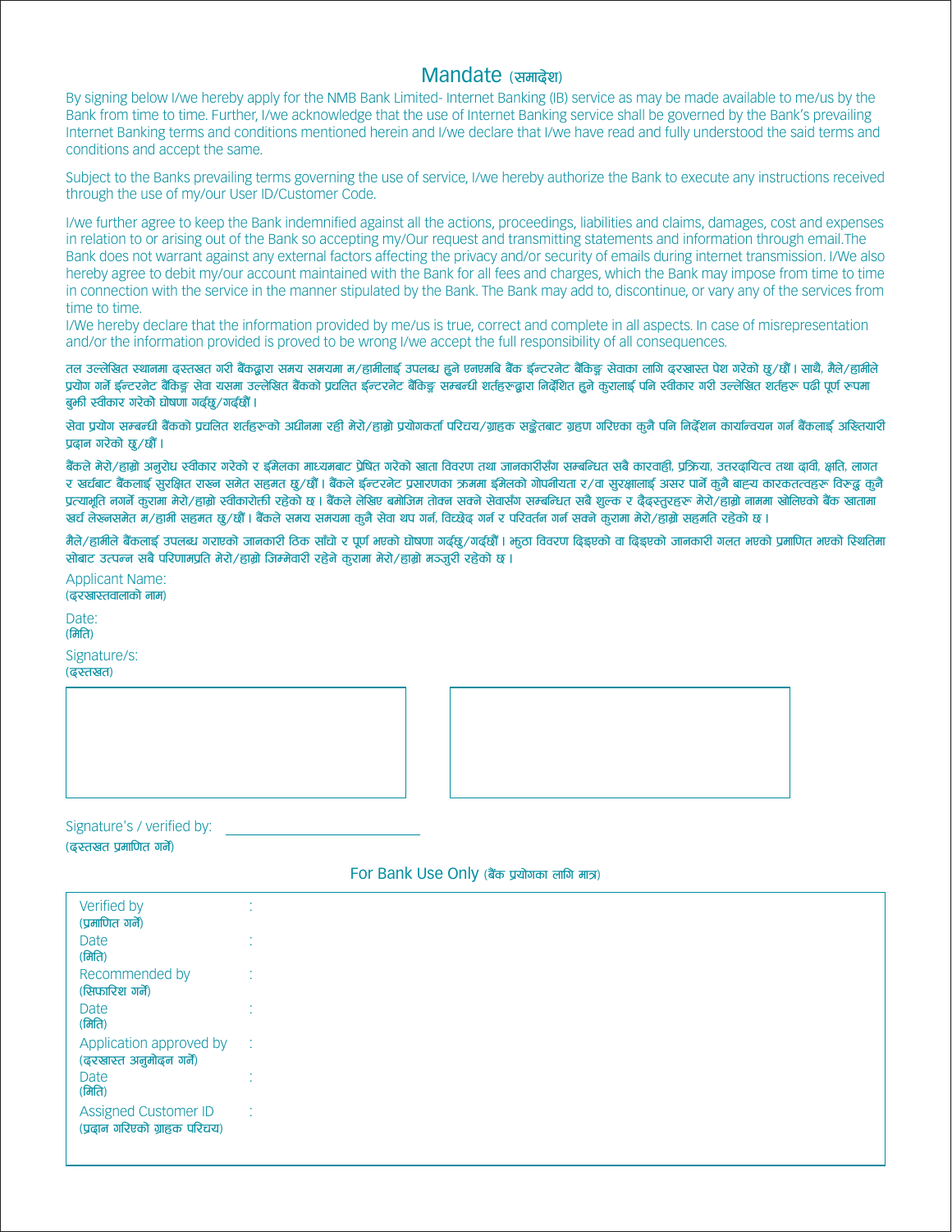# Mandate (समादेश)

By signing below I/we hereby apply for the NMB Bank Limited- Internet Banking (IB) service as may be made available to me/us by the Bank from time to time. Further, I/we acknowledge that the use of Internet Banking service shall be governed by the Bank's prevailing Internet Banking terms and conditions mentioned herein and I/we declare that I/we have read and fully understood the said terms and conditions and accept the same.

Subject to the Banks prevailing terms governing the use of service, I/we hereby authorize the Bank to execute any instructions received through the use of my/our User ID/Customer Code.

I/we further agree to keep the Bank indemnified against all the actions, proceedings, liabilities and claims, damages, cost and expenses in relation to or arising out of the Bank so accepting my/Our request and transmitting statements and information through email.The Bank does not warrant against any external factors affecting the privacy and/or security of emails during internet transmission. I/We also hereby agree to debit my/our account maintained with the Bank for all fees and charges, which the Bank may impose from time to time in connection with the service in the manner stipulated by the Bank. The Bank may add to, discontinue, or vary any of the services from time to time.

I/We hereby declare that the information provided by me/us is true, correct and complete in all aspects. In case of misrepresentation and/or the information provided is proved to be wrong I/we accept the full responsibility of all consequences.

तल उल्लेखित स्थानमा दस्तखत गरी बैंकद्वारा समय समयमा म/हामीलाई उपलब्ध हुने एनएमबि बैंक ईन्टरनेट बैंकिङ्ग सेवाका लागि दरखास्त पेश गरेको छु/छौं । साथै, मैले/हामीले प्रयोग गर्ने ईन्टरनेट बैंकिङ्ग सेवा यसमा उल्लेखित बैंकको प्रचलित ईन्टरनेट बैंकिङ्ग सम्बन्धी शर्तहरुद्धारा निर्देशित हुने कुरालाई पनि स्वीकार गरी उल्लेखित शर्तहरू पढी पूर्ण रुपमा बुझी स्वीकार गरेको घोषणा गर्दछु/गर्दछौं ।

सेवा प्रयोग सम्बन्धी बैंकको प्रचलित शर्तहरूको अधीनमा रही मेरो/हाम्रो प्रयोगकर्ता परिचय/ग्राहक सङ्केतबाट ग्रहण गरिएका कुनै पनि निर्देशन कार्यान्वयन गर्न बैंकलाई अख्तियारी प्रदान गरेको छु/छौं ।

बैंकले मेरो/हाम्रो अनुरोध स्वीकार गरेको र ईमेलका माध्यमबाट प्रेषित गरेको खाता विवरण तथा जानकारीसँग सम्बन्धित सबै कारवाही, प्रक्रिया, उत्तरदायित्व तथा दावी, क्षति, लागत र खर्चबाट बैंकलाई सुरक्षित राख्न समेत सहमत छु/छौं । बैंकले ईन्टरनेट प्रसारणका क्रममा ईमेलको गोपनीयता र/वा सुरक्षालाई असर पार्ने कुनै बाह्य कारकतत्वहरू विरुद्ध कुनै प्रत्याभूति नगर्ने कुरामा मेरो/हाम्रो स्वीकारोक्ती रहेको छ । बैंकले लेखिए बमोजिम तोक्न सक्ने सेवासँग सम्बन्धित सबै शुल्क र दैदस्तुरहरू मेरो/हाम्रो नाममा खोलिएको बैंक खातामा खर्च लेख्नसमेत म/हामी सहमत छु/छौं । बैंकले समय समयमा कुनै सेवा थप गर्न, विच्छेद गर्न र परिवर्तन गर्न सक्ने कुरामा मेरो/हाम्रो सहमति रहेको छ ।

मैले/हामीले बैंकलाई उपलब्ध गराएको जानकारी ठिक साँचो र पूर्ण भएको घोषणा गर्दछु/गर्दछौं । झुठा विवरण दिइएको वा दिइएको जानकारी गलत भएको प्रमाणित भएको स्थितिमा सोबाट उत्पन्न सबै परिणामप्रति मेरो/हाम्रो जिम्मेवारी रहेने कुरामा मेरो/हाम्रो मञ्जुरी रहेको छ ।

Applicant Name:
(दरखास्तवालाको नाम)

Date:
(मिति)

Signature/s:
(दस्तखत)

| | |
|---|---|
| | |

Signature's / verified by: ______________________
(दस्तखत प्रमाणित गर्ने)

## For Bank Use Only (बैंक प्रयोगका लागि मात्र)

| | |
|---|---|
| Verified by (प्रमाणित गर्ने) | : |
| Date (मिति) | : |
| Recommended by (सिफारिश गर्ने) | : |
| Date (मिति) | : |
| Application approved by (दरखास्त अनुमोदन गर्ने) | : |
| Date (मिति) | : |
| Assigned Customer ID (प्रदान गरिएको ग्राहक परिचय) | : |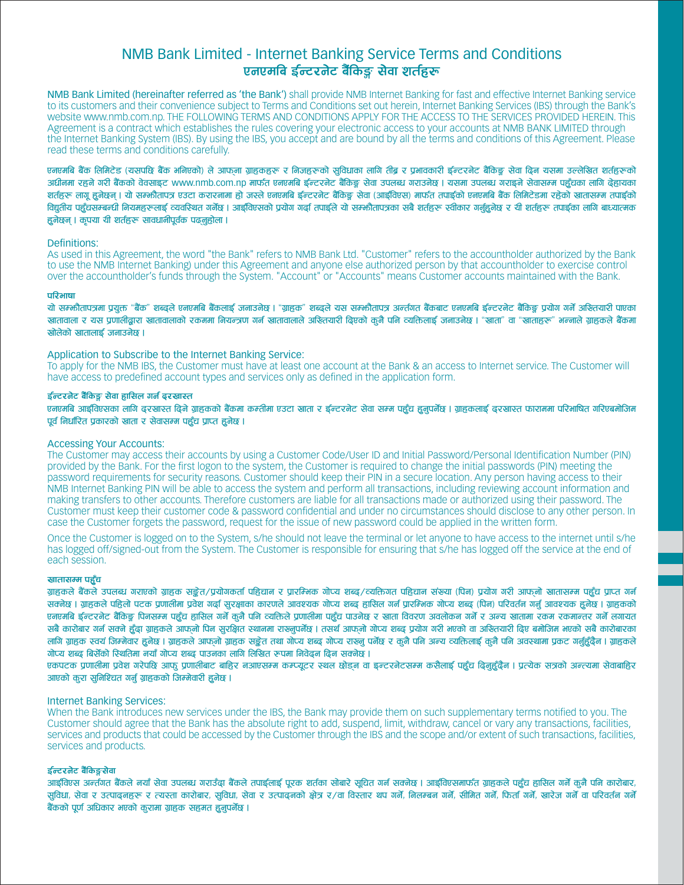# NMB Bank Limited - Internet Banking Service Terms and Conditions
# एनएमबि ईन्टरनेट बैंकिङ्ग सेवा शर्तहरू

NMB Bank Limited (hereinafter referred as 'the Bank') shall provide NMB Internet Banking for fast and effective Internet Banking service to its customers and their convenience subject to Terms and Conditions set out herein, Internet Banking Services (IBS) through the Bank's website www.nmb.com.np. THE FOLLOWING TERMS AND CONDITIONS APPLY FOR THE ACCESS TO THE SERVICES PROVIDED HEREIN. This Agreement is a contract which establishes the rules covering your electronic access to your accounts at NMB BANK LIMITED through the Internet Banking System (IBS). By using the IBS, you accept and are bound by all the terms and conditions of this Agreement. Please read these terms and conditions carefully.

एनएमबि बैंक लिमिटेड (यसपछि बैंक भनिएको) ले आफ्ना ग्राहकहरू र निजहरूको सुविधाका लागि तीब्र र प्रभावकारी ईन्टरनेट बैंकिङ्ग सेवा दिन यसमा उल्लेखित शर्तहरूको अधीनमा रहने गरी बैंकको वेवसाइट www.nmb.com.np मार्फत एनएमबि ईन्टरनेट बैंकिङ्ग सेवा उपलब्ध गराउनेछ । यसमा उपलब्ध गराइने सेवासम्म पहुँचका लागि देहायका शर्तहरू लागू हुनेछन् । यो सम्झौतापत्र एउटा करारनामा हो जस्ले एनएमबि ईन्टरनेट बैंकिङ्ग सेवा (आइबिएस) मार्फत तपाईंको एनएमबि बैंक लिमिटेडमा रहेको खातासम्म तपाईंको विद्युतीय पहुँचसम्बन्धी नियमहरूलाई व्यवस्थित गर्नेछ । आइबिएसको प्रयोग गर्दा तपाईंले यो सम्झौतापत्रका सबै शर्तहरू स्वीकार गर्नुहुनेछ र यी शर्तहरू तपाईंका लागि बाध्यात्मक हुनेछन् । कृपया यी शर्तहरू सावधानीपूर्वक पढ्नुहोला ।

## Definitions:

As used in this Agreement, the word "the Bank" refers to NMB Bank Ltd. "Customer" refers to the accountholder authorized by the Bank to use the NMB Internet Banking) under this Agreement and anyone else authorized person by that accountholder to exercise control over the accountholder's funds through the System. "Account" or "Accounts" means Customer accounts maintained with the Bank.

### परिभाषा

यो सम्झौतापत्रमा प्रयुक्त "बैंक" शब्दले एनएमबि बैंकलाई जनाउनेछ । "ग्राहक" शब्दले यस सम्झौतापत्र अन्तर्गत बैंकबाट एनएमबि ईन्टरनेट बैंकिङ्ग प्रयोग गर्ने अख्तियारी पाएका खातावाला र यस प्रणालीद्वारा खातावालाको रकममा नियन्त्रण गर्न खातावालाले अख्तियारी दिएको कुनै पनि व्यक्तिलाई जनाउनेछ । "खाता" वा "खाताहरू" भन्नाले ग्राहकले बैंकमा खोलेको खातालाई जनाउनेछ ।

## Application to Subscribe to the Internet Banking Service:

To apply for the NMB IBS, the Customer must have at least one account at the Bank & an access to Internet service. The Customer will have access to predefined account types and services only as defined in the application form.

### ईन्टरनेट बैंकिङ्ग सेवा हासिल गर्न दरखास्त

एनएमबि आइबिएसका लागि दरखास्त दिने ग्राहकको बैंकमा कम्तीमा एउटा खाता र ईन्टरनेट सेवा सम्म पहुँच हुनुपर्नेछ । ग्राहकलाई दरखास्त फाराममा परिभाषित गरिएबमोजिम पूर्व निर्धारित प्रकारको खाता र सेवासम्म पहुँच प्राप्त हुनेछ ।

## Accessing Your Accounts:

The Customer may access their accounts by using a Customer Code/User ID and Initial Password/Personal Identification Number (PIN) provided by the Bank. For the first logon to the system, the Customer is required to change the initial passwords (PIN) meeting the password requirements for security reasons. Customer should keep their PIN in a secure location. Any person having access to their NMB Internet Banking PIN will be able to access the system and perform all transactions, including reviewing account information and making transfers to other accounts. Therefore customers are liable for all transactions made or authorized using their password. The Customer must keep their customer code & password confidential and under no circumstances should disclose to any other person. In case the Customer forgets the password, request for the issue of new password could be applied in the written form.

Once the Customer is logged on to the System, s/he should not leave the terminal or let anyone to have access to the internet until s/he has logged off/signed-out from the System. The Customer is responsible for ensuring that s/he has logged off the service at the end of each session.

### खातासम्म पहुँच

ग्राहकले बैंकले उपलब्ध गराएको ग्राहक सङ्केत/प्रयोगकर्ता पहिचान र प्रारम्भिक गोप्य शब्द/व्यक्तिगत पहिचान संख्या (पिन) प्रयोग गरी आफ्नो खातासम्म पहुँच प्राप्त गर्न सक्नेछ । ग्राहकले पहिलो पटक प्रणालीमा प्रवेश गर्दा सुरक्षाका कारणले आवश्यक गोप्य शब्द हासिल गर्न प्रारम्भिक गोप्य शब्द (पिन) परिवर्तन गर्नु आवश्यक हुनेछ । ग्राहकको एनएमबि ईन्टरनेट बैंकिङ्ग पिनसम्म पहुँच हासिल गर्ने कुनै पनि व्यक्तिले प्रणालीमा पहुँच पाउनेछ र खाता विवरण अवलोकन गर्ने र अन्य खातामा रकम रकमान्तर गर्ने लगायत सबै कारोबार गर्न सक्ने हुँदा ग्राहकले आफ्नो पिन सुरक्षित स्थानमा राख्नुपर्नेछ । तसर्थ आफ्नो गोप्य शब्द प्रयोग गरी भएको वा अख्तियारी दिए बमोजिम भएको सबै कारोबारका लागि ग्राहक स्वयं जिम्मेवार हुनेछ । ग्राहकले आफ्नो ग्राहक सङ्केत तथा गोप्य शब्द गोप्य राख्नु पर्नेछ र कुनै पनि अन्य व्यक्तिलाई कुनै पनि अवस्थामा प्रकट गर्नुहुँदैन । ग्राहकले गोप्य शब्द बिर्सेको स्थितिमा नयाँ गोप्य शब्द पाउनका लागि लिखित रूपमा निवेदन दिन सक्नेछ ।

एकपटक प्रणालीमा प्रवेश गरेपछि आफु प्रणालीबाट बाहिर नआएसम्म कम्प्यूटर स्थल छोड्न वा इन्टरनेटसम्म कसैलाई पहुँच दिनुहुँदैन । प्रत्येक सत्रको अन्त्यमा सेवाबाहिर आएको कुरा सुनिश्चित गर्नु ग्राहकको जिम्मेवारी हुनेछ ।

## Internet Banking Services:

When the Bank introduces new services under the IBS, the Bank may provide them on such supplementary terms notified to you. The Customer should agree that the Bank has the absolute right to add, suspend, limit, withdraw, cancel or vary any transactions, facilities, services and products that could be accessed by the Customer through the IBS and the scope and/or extent of such transactions, facilities, services and products.

### ईन्टरनेट बैंकिङ्गसेवा

आइबिएस अन्तर्गत बैंकले नयाँ सेवा उपलब्ध गराउँदा बैंकले तपाईंलाई पूरक शर्तका सोबारे सूचित गर्न सक्नेछ । आइबिएसमार्फत ग्राहकले पहुँच हासिल गर्ने कुनै पनि कारोबार, सुविधा, सेवा र उत्पादनहरू र त्यस्ता कारोबार, सुविधा, सेवा र उत्पादनको क्षेत्र र/वा विस्तार थप गर्ने, निलम्बन गर्ने, सीमित गर्ने, फिर्ता गर्ने, खारेज गर्ने वा परिवर्तन गर्ने बैंकको पूर्ण अधिकार भएको कुरामा ग्राहक सहमत हुनुपर्नेछ ।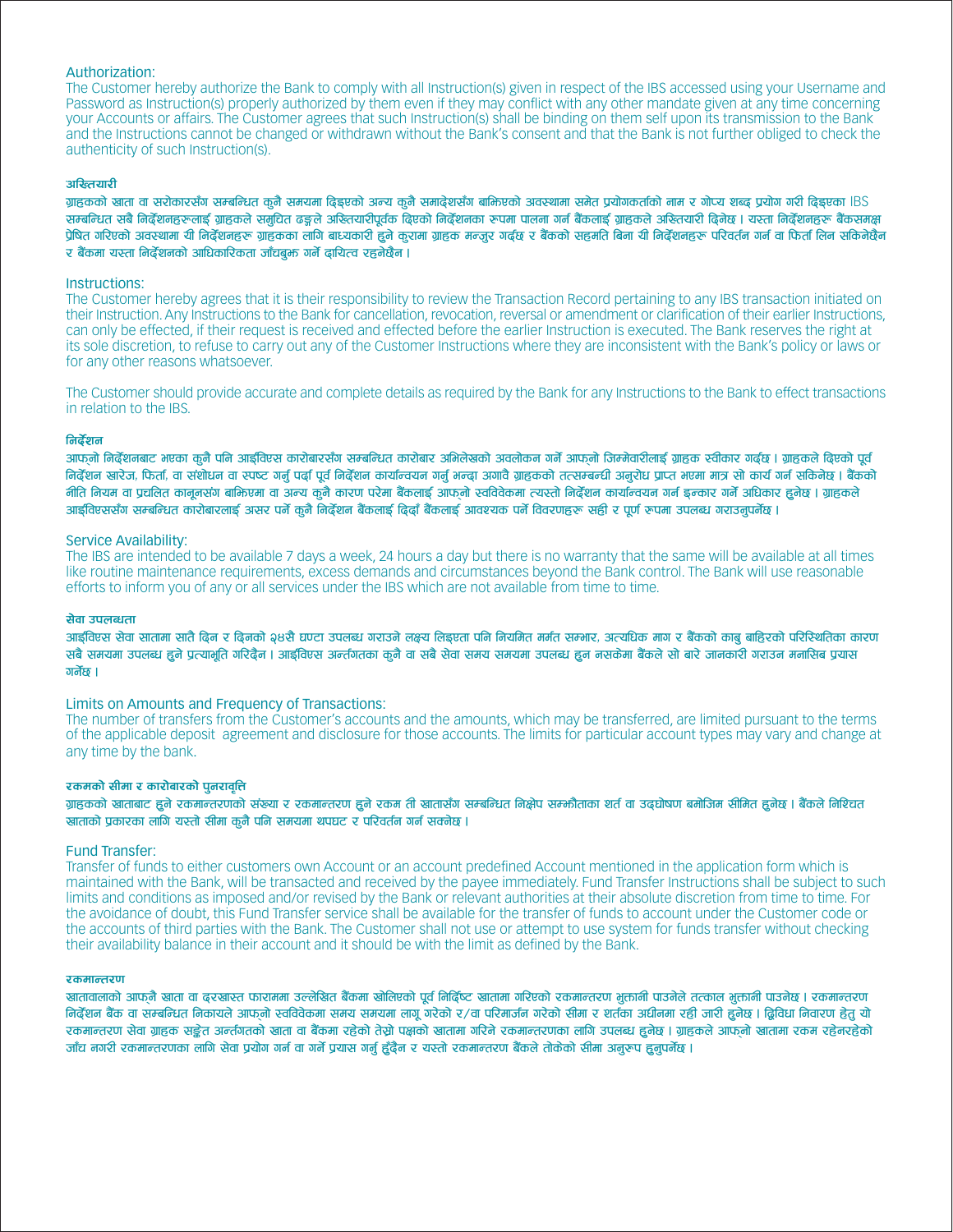### Authorization:

The Customer hereby authorize the Bank to comply with all Instruction(s) given in respect of the IBS accessed using your Username and Password as Instruction(s) properly authorized by them even if they may conflict with any other mandate given at any time concerning your Accounts or affairs. The Customer agrees that such Instruction(s) shall be binding on them self upon its transmission to the Bank and the Instructions cannot be changed or withdrawn without the Bank's consent and that the Bank is not further obliged to check the authenticity of such Instruction(s).

#### अख्तियारी

ग्राहकको खाता वा सरोकारसँग सम्बन्धित कुनै समयमा दिइएको अन्य कुनै समादेशसँग बाझिएको अवस्थामा समेत प्रयोगकर्ताको नाम र गोप्य शब्द प्रयोग गरी दिइएका IBS सम्बन्धित सबै निर्देशनहरूलाई ग्राहकले समुचित ढङ्गले अख्तियारीपूर्वक दिएको निर्देशनका रूपमा पालना गर्न बैंकलाई ग्राहकले अख्तियारी दिनेछ । यस्ता निर्देशनहरू बैंकसमक्ष प्रेषित गरिएको अवस्थामा यी निर्देशनहरू ग्राहकका लागि बाध्यकारी हुने कुरामा ग्राहक मन्जुर गर्दछ र बैंकको सहमति बिना यी निर्देशनहरू परिवर्तन गर्न वा फिर्ता लिन सकिनेछैन र बैंकमा यस्ता निर्देशनको आधिकारिकता जाँचबुझ गर्ने दायित्व रहनेछैन ।

### Instructions:

The Customer hereby agrees that it is their responsibility to review the Transaction Record pertaining to any IBS transaction initiated on their Instruction. Any Instructions to the Bank for cancellation, revocation, reversal or amendment or clarification of their earlier Instructions, can only be effected, if their request is received and effected before the earlier Instruction is executed. The Bank reserves the right at its sole discretion, to refuse to carry out any of the Customer Instructions where they are inconsistent with the Bank's policy or laws or for any other reasons whatsoever.

The Customer should provide accurate and complete details as required by the Bank for any Instructions to the Bank to effect transactions in relation to the IBS.

#### निर्देशन

आफ्नो निर्देशनबाट भएका कुनै पनि आइबिएस कारोबारसँग सम्बन्धित कारोबार अभिलेखको अवलोकन गर्ने आफ्नो जिम्मेवारीलाई ग्राहक स्वीकार गर्दछ । ग्राहकले दिएको पूर्व निर्देशन खारेज, फिर्ता, वा संशोधन वा स्पष्ट गर्नु पर्दा पूर्व निर्देशन कार्यान्वयन गर्नु भन्दा अगावै ग्राहकको तत्सम्बन्धी अनुरोध प्राप्त भएमा मात्र सो कार्य गर्न सकिनेछ । बैंकको नीति नियम वा प्रचलित कानूनसंग बाझिएमा वा अन्य कुनै कारण परेमा बैंकलाई आफ्नो स्वविवेकमा त्यस्तो निर्देशन कार्यान्वयन गर्न इन्कार गर्ने अधिकार हुनेछ । ग्राहकले आइबिएससँग सम्बन्धित कारोबारलाई असर पर्ने कुनै निर्देशन बैंकलाई दिदाँ बैंकलाई आवश्यक पर्ने विवरणहरू सही र पूर्ण रूपमा उपलब्ध गराउनुपर्नेछ ।

### Service Availability:

The IBS are intended to be available 7 days a week, 24 hours a day but there is no warranty that the same will be available at all times like routine maintenance requirements, excess demands and circumstances beyond the Bank control. The Bank will use reasonable efforts to inform you of any or all services under the IBS which are not available from time to time.

#### सेवा उपलब्धता

आइबिएस सेवा सातामा सातै दिन र दिनको २४सै घण्टा उपलब्ध गराउने लक्ष्य लिइएता पनि नियमित मर्मत सम्भार, अत्यधिक माग र बैंकको काबु बाहिरको परिस्थितिका कारण सबै समयमा उपलब्ध हुने प्रत्याभूति गरिदैन । आइबिएस अन्तर्गतका कुनै वा सबै सेवा समय समयमा उपलब्ध हुन नसकेमा बैंकले सो बारे जानकारी गराउन मनासिब प्रयास गर्नेछ ।

### Limits on Amounts and Frequency of Transactions:

The number of transfers from the Customer's accounts and the amounts, which may be transferred, are limited pursuant to the terms of the applicable deposit agreement and disclosure for those accounts. The limits for particular account types may vary and change at any time by the bank.

#### रकमको सीमा र कारोबारको पुनरावृत्ति

ग्राहकको खाताबाट हुने रकमान्तरणको संख्या र रकमान्तरण हुने रकम ती खातासँग सम्बन्धित निक्षेप सम्झौताका शर्त वा उद्घोषण बमोजिम सीमित हुनेछ । बैंकले निश्चित खाताको प्रकारका लागि यस्तो सीमा कुनै पनि समयमा थपघट र परिवर्तन गर्न सक्नेछ ।

### Fund Transfer:

Transfer of funds to either customers own Account or an account predefined Account mentioned in the application form which is maintained with the Bank, will be transacted and received by the payee immediately. Fund Transfer Instructions shall be subject to such limits and conditions as imposed and/or revised by the Bank or relevant authorities at their absolute discretion from time to time. For the avoidance of doubt, this Fund Transfer service shall be available for the transfer of funds to account under the Customer code or the accounts of third parties with the Bank. The Customer shall not use or attempt to use system for funds transfer without checking their availability balance in their account and it should be with the limit as defined by the Bank.

#### रकमान्तरण

खातावालाको आफ्नै खाता वा दरखास्त फाराममा उल्लेखित बैंकमा खोलिएको पूर्व निर्दिष्ट खातामा गरिएको रकमान्तरण भुक्तानी पाउनेले तत्काल भुक्तानी पाउनेछ । रकमान्तरण निर्देशन बैंक वा सम्बन्धित निकायले आफ्नो स्वविवेकमा समय समयमा लागू गरेको र/वा परिमार्जन गरेको सीमा र शर्तका अधीनमा रही जारी हुनेछ । द्विविधा निवारण हेतु यो रकमान्तरण सेवा ग्राहक सङ्केत अन्तर्गतको खाता वा बैंकमा रहेको तेस्रो पक्षको खातामा गरिने रकमान्तरणका लागि उपलब्ध हुनेछ । ग्राहकले आफ्नो खातामा रकम रहेनरहेको जाँच नगरी रकमान्तरणका लागि सेवा प्रयोग गर्न वा गर्ने प्रयास गर्नु हुँदैन र यस्तो रकमान्तरण बैंकले तोकेको सीमा अनुरूप हुनुपर्नेछ ।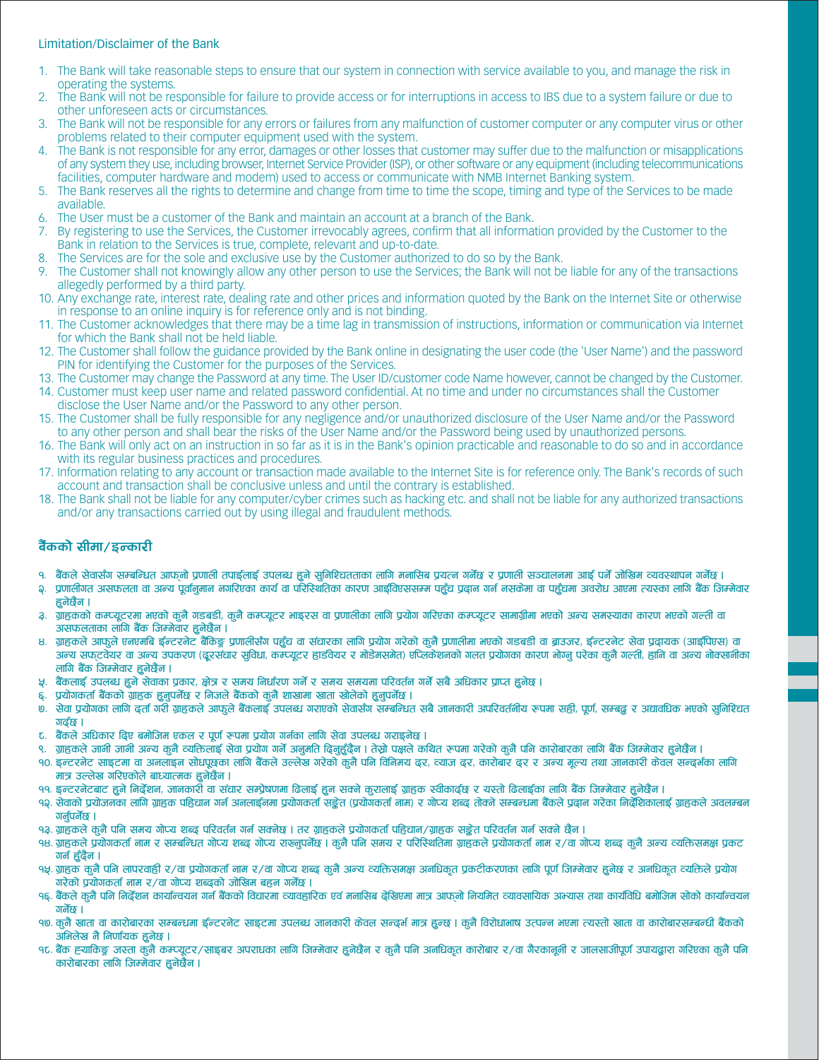Limitation/Disclaimer of the Bank

1. The Bank will take reasonable steps to ensure that our system in connection with service available to you, and manage the risk in operating the systems.
2. The Bank will not be responsible for failure to provide access or for interruptions in access to IBS due to a system failure or due to other unforeseen acts or circumstances.
3. The Bank will not be responsible for any errors or failures from any malfunction of customer computer or any computer virus or other problems related to their computer equipment used with the system.
4. The Bank is not responsible for any error, damages or other losses that customer may suffer due to the malfunction or misapplications of any system they use, including browser, Internet Service Provider (ISP), or other software or any equipment (including telecommunications facilities, computer hardware and modem) used to access or communicate with NMB Internet Banking system.
5. The Bank reserves all the rights to determine and change from time to time the scope, timing and type of the Services to be made available.
6. The User must be a customer of the Bank and maintain an account at a branch of the Bank.
7. By registering to use the Services, the Customer irrevocably agrees, confirm that all information provided by the Customer to the Bank in relation to the Services is true, complete, relevant and up-to-date.
8. The Services are for the sole and exclusive use by the Customer authorized to do so by the Bank.
9. The Customer shall not knowingly allow any other person to use the Services; the Bank will not be liable for any of the transactions allegedly performed by a third party.
10. Any exchange rate, interest rate, dealing rate and other prices and information quoted by the Bank on the Internet Site or otherwise in response to an online inquiry is for reference only and is not binding.
11. The Customer acknowledges that there may be a time lag in transmission of instructions, information or communication via Internet for which the Bank shall not be held liable.
12. The Customer shall follow the guidance provided by the Bank online in designating the user code (the 'User Name') and the password PIN for identifying the Customer for the purposes of the Services.
13. The Customer may change the Password at any time. The User ID/customer code Name however, cannot be changed by the Customer.
14. Customer must keep user name and related password confidential. At no time and under no circumstances shall the Customer disclose the User Name and/or the Password to any other person.
15. The Customer shall be fully responsible for any negligence and/or unauthorized disclosure of the User Name and/or the Password to any other person and shall bear the risks of the User Name and/or the Password being used by unauthorized persons.
16. The Bank will only act on an instruction in so far as it is in the Bank's opinion practicable and reasonable to do so and in accordance with its regular business practices and procedures.
17. Information relating to any account or transaction made available to the Internet Site is for reference only. The Bank's records of such account and transaction shall be conclusive unless and until the contrary is established.
18. The Bank shall not be liable for any computer/cyber crimes such as hacking etc. and shall not be liable for any authorized transactions and/or any transactions carried out by using illegal and fraudulent methods.

## बैंकको सीमा/इन्कारी

१. बैंकले सेवासँग सम्बन्धित आफ्नो प्रणाली तपाईंलाई उपलब्ध हुने सुनिश्चितताका लागि मनासिब प्रयत्न गर्नेछ र प्रणाली सञ्चालनमा आई पर्ने जोखिम व्यवस्थापन गर्नेछ ।
२. प्रणालीगत असफलता वा अन्य पूर्वानुमान नगरिएका कार्य वा परिस्थितिका कारण आइबिएससम्म पहुँच प्रदान गर्न नसकेमा वा पहुँचमा अवरोध आएमा त्यस्का लागि बैंक जिम्मेवार हुनेछैन ।
३. ग्राहकको कम्प्यूटरमा भएको कुनै गडबडी, कुनै कम्प्यूटर भाइरस वा प्रणालीका लागि प्रयोग गरिएका कम्प्यूटर सामाग्रीमा भएको अन्य समस्याका कारण भएको गल्ती वा असफलताका लागि बैंक जिम्मेवार हुनेछैन ।
४. ग्राहकले आफुले एनएमबि ईन्टरनेट बैंकिङ्ग प्रणालीसँग पहुँच वा संचारका लागि प्रयोग गरेको कुनै प्रणालीमा भएको गडबडी वा ब्राउजर, ईन्टरनेट सेवा प्रदायक (आईएसपि) वा अन्य सफ्टवेयर वा अन्य उपकरण (दूरसंचार सुविधा, कम्प्यूटर हार्डवेयर र मोडेमसमेत) एप्लिकेशनको गलत प्रयोगका कारण भोग्नु परेका कुनै गल्ती, हानि वा अन्य नोक्सानीका लागि बैंक जिम्मेवार हुनेछैन ।
५. बैंकलाई उपलब्ध हुने सेवाका प्रकार, क्षेत्र र समय निर्धारण गर्ने र समय समयमा परिवर्तन गर्ने सबै अधिकार प्राप्त हुनेछ ।
६. प्रयोगकर्ता बैंकको ग्राहक हुनुपर्नेछ र निजले बैंकको कुनै शाखामा खाता खोलेको हुनुपर्नेछ ।
७. सेवा प्रयोगका लागि दर्ता गरी ग्राहकले आफुले बैंकलाई उपलब्ध गराएको सेवासँग सम्बन्धित सबै जानकारी अपरिवर्तनीय रुपमा सही, पूर्ण, सम्बद्ध र अद्यावधिक भएको सुनिश्चित गर्दछ ।
८. बैंकले अधिकार दिए बमोजिम एकल र पूर्ण रुपमा प्रयोग गर्नका लागि सेवा उपलब्ध गराइनेछ ।
९. ग्राहकले जानी जानी अन्य कुनै व्यक्तिलाई सेवा प्रयोग गर्ने अनुमति दिनुहुँदैन । तेस्रो पक्षले कथित रुपमा गरेको कुनै पनि कारोबारका लागि बैंक जिम्मेवार हुनेछैन ।
१०. इन्टरनेट साइटमा वा अनलाइन सोधपूछका लागि बैंकले उल्लेख गरेको कुनै पनि विनिमय दर, ब्याज दर, कारोबार दर र अन्य मूल्य तथा जानकारी केवल सन्दर्भका लागि मात्र उल्लेख गरिएकोले बाध्यात्मक हुनेछैन ।
११. इन्टरनेटबाट हुने निर्देशन, जानकारी वा संचार सम्प्रेषणमा ढिलाई हुन सक्ने कुरालाई ग्राहक स्वीकार्दछ र यस्तो ढिलाईका लागि बैंक जिम्मेवार हुनेछैन ।
१२. सेवाको प्रयोजनका लागि ग्राहक पहिचान गर्न अनलाईनमा प्रयोगकर्ता सङ्केत (प्रयोगकर्ता नाम) र गोप्य शब्द तोक्ने सम्बन्धमा बैंकले प्रदान गरेका निर्देशिकालाई ग्राहकले अवलम्बन गर्नुपर्नेछ ।
१३. ग्राहकले कुनै पनि समय गोप्य शब्द परिवर्तन गर्न सक्नेछ । तर ग्राहकले प्रयोगकर्ता पहिचान/ग्राहक सङ्केत परिवर्तन गर्न सक्ने छैन ।
१४. ग्राहकले प्रयोगकर्ता नाम र सम्बन्धित गोप्य शब्द गोप्य राख्नुपर्नेछ । कुनै पनि समय र परिस्थितिमा ग्राहकले प्रयोगकर्ता नाम र/वा गोप्य शब्द कुनै अन्य व्यक्तिसमक्ष प्रकट गर्न हुँदैन ।
१५. ग्राहक कुनै पनि लापरवाही र/वा प्रयोगकर्ता नाम र/वा गोप्य शब्द कुनै अन्य व्यक्तिसमक्ष अनधिकृत प्रकटीकरणका लागि पूर्ण जिम्मेवार हुनेछ र अनधिकृत व्यक्तिले प्रयोग गरेको प्रयोगकर्ता नाम र/वा गोप्य शब्दको जोखिम बहन गर्नेछ ।
१६. बैंकले कुनै पनि निर्देशन कार्यान्वयन गर्न बैंकको विचारमा व्यावहारिक एवं मनासिब देखिएमा मात्र आफ्नो नियमित व्यावसायिक अभ्यास तथा कार्यविधि बमोजिम सोको कार्यान्वयन गर्नेछ ।
१७. कुनै खाता वा कारोबारका सम्बन्धमा ईन्टरनेट साइटमा उपलब्ध जानकारी केवल सन्दर्भ मात्र हुन्छ । कुनै विरोधाभाष उत्पन्न भएमा त्यस्तो खाता वा कारोबारसम्बन्धी बैंकको अभिलेख नै निर्णायक हुनेछ ।
१८. बैंक ह्याकिङ्ग जस्ता कुनै कम्प्यूटर/साइबर अपराधका लागि जिम्मेवार हुनेछैन र कुनै पनि अनधिकृत कारोबार र/वा गैरकानूनी र जालसाजीपूर्ण उपायद्वारा गरिएका कुनै पनि कारोबारका लागि जिम्मेवार हुनेछैन ।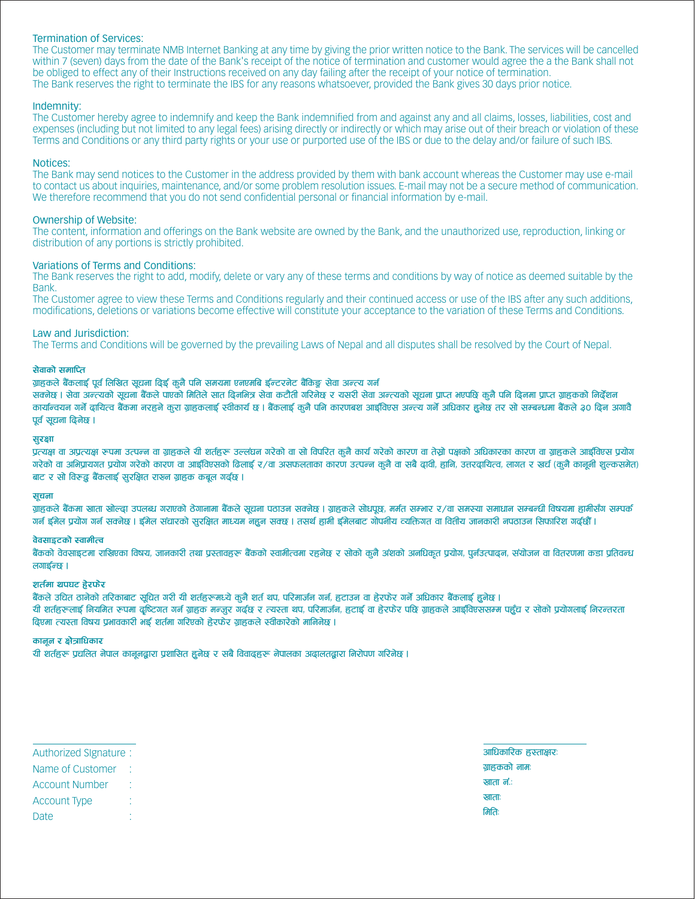### Termination of Services:

The Customer may terminate NMB Internet Banking at any time by giving the prior written notice to the Bank. The services will be cancelled within 7 (seven) days from the date of the Bank's receipt of the notice of termination and customer would agree the a the Bank shall not be obliged to effect any of their Instructions received on any day failing after the receipt of your notice of termination.
The Bank reserves the right to terminate the IBS for any reasons whatsoever, provided the Bank gives 30 days prior notice.

### Indemnity:

The Customer hereby agree to indemnify and keep the Bank indemnified from and against any and all claims, losses, liabilities, cost and expenses (including but not limited to any legal fees) arising directly or indirectly or which may arise out of their breach or violation of these Terms and Conditions or any third party rights or your use or purported use of the IBS or due to the delay and/or failure of such IBS.

### Notices:

The Bank may send notices to the Customer in the address provided by them with bank account whereas the Customer may use e-mail to contact us about inquiries, maintenance, and/or some problem resolution issues. E-mail may not be a secure method of communication. We therefore recommend that you do not send confidential personal or financial information by e-mail.

### Ownership of Website:

The content, information and offerings on the Bank website are owned by the Bank, and the unauthorized use, reproduction, linking or distribution of any portions is strictly prohibited.

### Variations of Terms and Conditions:

The Bank reserves the right to add, modify, delete or vary any of these terms and conditions by way of notice as deemed suitable by the Bank.
The Customer agree to view these Terms and Conditions regularly and their continued access or use of the IBS after any such additions, modifications, deletions or variations become effective will constitute your acceptance to the variation of these Terms and Conditions.

### Law and Jurisdiction:

The Terms and Conditions will be governed by the prevailing Laws of Nepal and all disputes shall be resolved by the Court of Nepal.

**सेवाको समाप्ति**

ग्राहकले बैंकलाई पूर्व लिखित सूचना दिई कुनै पनि समयमा एनएमबि ईन्टरनेट बैंकिङ्ग सेवा अन्त्य गर्न सक्नेछ। सेवा अन्त्यको सूचना बैंकले पाएको मितिले सात दिनभित्र सेवा कटौती गरिनेछ र यसरी सेवा अन्त्यको सूचना प्राप्त भएपछि कुनै पनि दिनमा प्राप्त ग्राहकको निर्देशन कार्यान्वयन गर्ने दायित्व बैंकमा नरहने कुरा ग्राहकलाई स्वीकार्य छ। बैंकलाई कुनै पनि कारणबश आइविएस अन्त्य गर्ने अधिकार हुनेछ तर सो सम्बन्धमा बैंकले ३० दिन अगावै पूर्व सूचना दिनेछ।

**सुरक्षा**

प्रत्यक्ष वा अप्रत्यक्ष रुपमा उत्पन्न वा ग्राहकले यी शर्तहरू उल्लंघन गरेको वा सो विपरित कुनै कार्य गरेको कारण वा तेस्रो पक्षको अधिकारका कारण वा ग्राहकले आईविएस प्रयोग गरेको वा अभिप्रायगत प्रयोग गरेको कारण वा आईविएसको ढिलाई र/वा असफलताका कारण उत्पन्न कुनै वा सबै दावी, हानि, उत्तरदायित्व, लागत र खर्च (कुनै कानूनी शुल्कसमेत) बाट र सो विरुद्ध बैंकलाई सुरक्षित राख्न ग्राहक कबूल गर्दछ।

**सूचना**

ग्राहकले बैंकमा खाता खोल्दा उपलब्ध गराएको ठेगानामा बैंकले सूचना पठाउन सक्नेछ। ग्राहकले सोधपूछ, मर्मत सम्भार र/वा समस्या समाधान सम्बन्धी विषयमा हामीसँग सम्पर्क गर्न ईमेल प्रयोग गर्न सक्नेछ। ईमेल संचारको सुरक्षित माध्यम नहुन सक्छ। तसर्थ हामी ईमेलबाट गोपनीय व्यक्तिगत वा वित्तीय जानकारी नपठाउन सिफारिश गर्दछौं।

**वेवसाइटको स्वामीत्व**

बैंकको वेवसाइटमा राखिएका विषय, जानकारी तथा प्रस्तावहरू बैंकको स्वामीत्वमा रहनेछ र सोको कुनै अंशको अनधिकृत प्रयोग, पुर्नउत्पादन, संयोजन वा वितरणमा कडा प्रतिवन्ध लगाईन्छ।

**शर्तमा थपघट हेरफेर**

बैंकले उचित ठानेको तरिकाबाट सूचित गरी यी शर्तहरुमध्ये कुनै शर्त थप, परिमार्जन गर्न, हटाउन वा हेरफेर गर्ने अधिकार बैंकलाई हुनेछ।
यी शर्तहरुलाई नियमित रुपमा दृष्टिगत गर्न ग्राहक मन्जुर गर्दछ र त्यस्ता थप, परिमार्जन, हटाई वा हेरफेर पछि ग्राहकले आईविएससम्म पहुँच र सोको प्रयोगलाई निरन्तरता दिएमा त्यस्ता विषय प्रभावकारी भई शर्तमा गरिएको हेरफेर ग्राहकले स्वीकारेको मानिनेछ।

**कानून र क्षेत्राधिकार**

यी शर्तहरू प्रचलित नेपाल कानूनद्वारा प्रशासित हुनेछ र सबै विवादहरू नेपालका अदालतद्वारा निरोपण गरिनेछ।

Authorized SIgnature :
Name of Customer :
Account Number :
Account Type :
Date :

आधिकारिक हस्ताक्षरः
ग्राहकको नामः
खाता नं.:
खाताः
मितिः